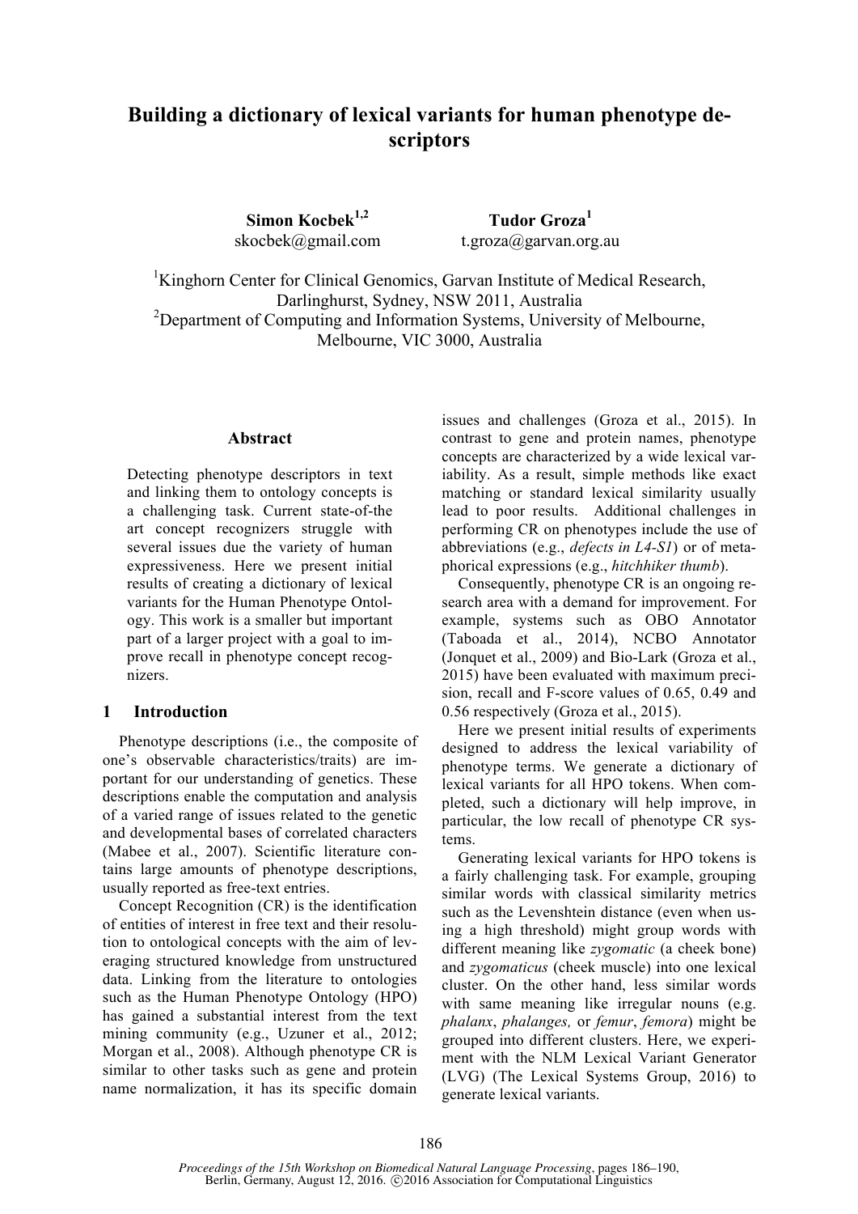# Building a dictionary of lexical variants for human phenotype descriptors

**Simon Kocbek**[1,2]
skocbek@gmail.com

**Tudor Groza**[1]
t.groza@garvan.org.au

[1]Kinghorn Center for Clinical Genomics, Garvan Institute of Medical Research, Darlinghurst, Sydney, NSW 2011, Australia
[2]Department of Computing and Information Systems, University of Melbourne, Melbourne, VIC 3000, Australia

## Abstract

Detecting phenotype descriptors in text and linking them to ontology concepts is a challenging task. Current state-of-the art concept recognizers struggle with several issues due the variety of human expressiveness. Here we present initial results of creating a dictionary of lexical variants for the Human Phenotype Ontology. This work is a smaller but important part of a larger project with a goal to improve recall in phenotype concept recognizers.

## 1 Introduction

Phenotype descriptions (i.e., the composite of one's observable characteristics/traits) are important for our understanding of genetics. These descriptions enable the computation and analysis of a varied range of issues related to the genetic and developmental bases of correlated characters (Mabee et al., 2007). Scientific literature contains large amounts of phenotype descriptions, usually reported as free-text entries.

Concept Recognition (CR) is the identification of entities of interest in free text and their resolution to ontological concepts with the aim of leveraging structured knowledge from unstructured data. Linking from the literature to ontologies such as the Human Phenotype Ontology (HPO) has gained a substantial interest from the text mining community (e.g., Uzuner et al., 2012; Morgan et al., 2008). Although phenotype CR is similar to other tasks such as gene and protein name normalization, it has its specific domain issues and challenges (Groza et al., 2015). In contrast to gene and protein names, phenotype concepts are characterized by a wide lexical variability. As a result, simple methods like exact matching or standard lexical similarity usually lead to poor results. Additional challenges in performing CR on phenotypes include the use of abbreviations (e.g., *defects in L4-S1*) or of metaphorical expressions (e.g., *hitchhiker thumb*).

Consequently, phenotype CR is an ongoing research area with a demand for improvement. For example, systems such as OBO Annotator (Taboada et al., 2014), NCBO Annotator (Jonquet et al., 2009) and Bio-Lark (Groza et al., 2015) have been evaluated with maximum precision, recall and F-score values of 0.65, 0.49 and 0.56 respectively (Groza et al., 2015).

Here we present initial results of experiments designed to address the lexical variability of phenotype terms. We generate a dictionary of lexical variants for all HPO tokens. When completed, such a dictionary will help improve, in particular, the low recall of phenotype CR systems.

Generating lexical variants for HPO tokens is a fairly challenging task. For example, grouping similar words with classical similarity metrics such as the Levenshtein distance (even when using a high threshold) might group words with different meaning like *zygomatic* (a cheek bone) and *zygomaticus* (cheek muscle) into one lexical cluster. On the other hand, less similar words with same meaning like irregular nouns (e.g. *phalanx*, *phalanges,* or *femur*, *femora*) might be grouped into different clusters. Here, we experiment with the NLM Lexical Variant Generator (LVG) (The Lexical Systems Group, 2016) to generate lexical variants.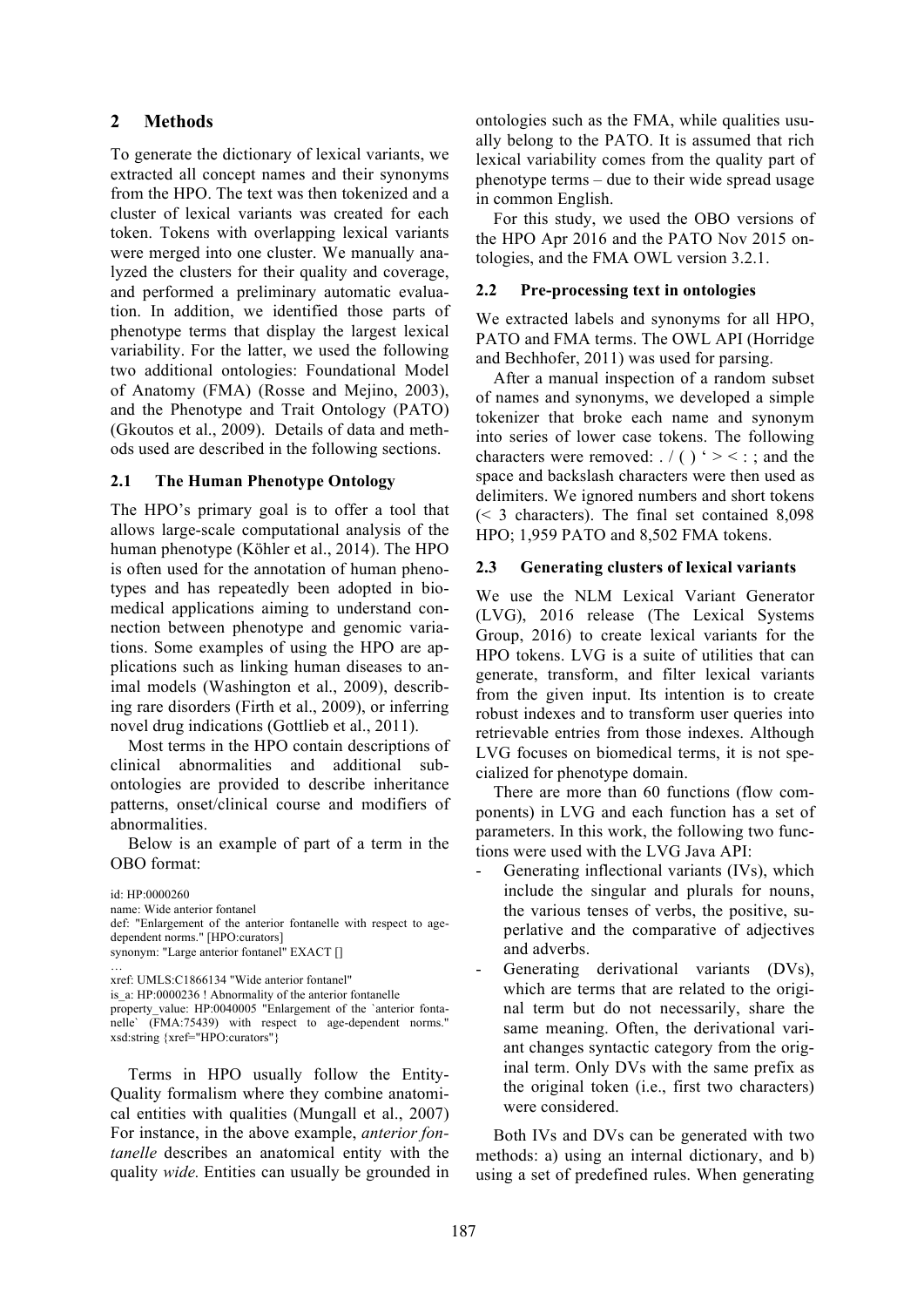## 2 Methods

To generate the dictionary of lexical variants, we extracted all concept names and their synonyms from the HPO. The text was then tokenized and a cluster of lexical variants was created for each token. Tokens with overlapping lexical variants were merged into one cluster. We manually analyzed the clusters for their quality and coverage, and performed a preliminary automatic evaluation. In addition, we identified those parts of phenotype terms that display the largest lexical variability. For the latter, we used the following two additional ontologies: Foundational Model of Anatomy (FMA) (Rosse and Mejino, 2003), and the Phenotype and Trait Ontology (PATO) (Gkoutos et al., 2009). Details of data and methods used are described in the following sections.

### 2.1 The Human Phenotype Ontology

The HPO's primary goal is to offer a tool that allows large-scale computational analysis of the human phenotype (Köhler et al., 2014). The HPO is often used for the annotation of human phenotypes and has repeatedly been adopted in biomedical applications aiming to understand connection between phenotype and genomic variations. Some examples of using the HPO are applications such as linking human diseases to animal models (Washington et al., 2009), describing rare disorders (Firth et al., 2009), or inferring novel drug indications (Gottlieb et al., 2011).

Most terms in the HPO contain descriptions of clinical abnormalities and additional sub-ontologies are provided to describe inheritance patterns, onset/clinical course and modifiers of abnormalities.

Below is an example of part of a term in the OBO format:

```
id: HP:0000260
name: Wide anterior fontanel
def: "Enlargement of the anterior fontanelle with respect to age-dependent norms." [HPO:curators]
synonym: "Large anterior fontanel" EXACT []
…
xref: UMLS:C1866134 "Wide anterior fontanel"
is_a: HP:0000236 ! Abnormality of the anterior fontanelle
property_value: HP:0040005 "Enlargement of the `anterior fontanelle` (FMA:75439) with respect to age-dependent norms." xsd:string {xref="HPO:curators"}
```

Terms in HPO usually follow the Entity-Quality formalism where they combine anatomical entities with qualities (Mungall et al., 2007) For instance, in the above example, *anterior fontanelle* describes an anatomical entity with the quality *wide.* Entities can usually be grounded in ontologies such as the FMA, while qualities usually belong to the PATO. It is assumed that rich lexical variability comes from the quality part of phenotype terms – due to their wide spread usage in common English.

For this study, we used the OBO versions of the HPO Apr 2016 and the PATO Nov 2015 ontologies, and the FMA OWL version 3.2.1.

### 2.2 Pre-processing text in ontologies

We extracted labels and synonyms for all HPO, PATO and FMA terms. The OWL API (Horridge and Bechhofer, 2011) was used for parsing.

After a manual inspection of a random subset of names and synonyms, we developed a simple tokenizer that broke each name and synonym into series of lower case tokens. The following characters were removed: . / ( ) ' > < : ; and the space and backslash characters were then used as delimiters. We ignored numbers and short tokens (< 3 characters). The final set contained 8,098 HPO; 1,959 PATO and 8,502 FMA tokens.

### 2.3 Generating clusters of lexical variants

We use the NLM Lexical Variant Generator (LVG), 2016 release (The Lexical Systems Group, 2016) to create lexical variants for the HPO tokens. LVG is a suite of utilities that can generate, transform, and filter lexical variants from the given input. Its intention is to create robust indexes and to transform user queries into retrievable entries from those indexes. Although LVG focuses on biomedical terms, it is not specialized for phenotype domain.

There are more than 60 functions (flow components) in LVG and each function has a set of parameters. In this work, the following two functions were used with the LVG Java API:

- Generating inflectional variants (IVs), which include the singular and plurals for nouns, the various tenses of verbs, the positive, superlative and the comparative of adjectives and adverbs.
- Generating derivational variants (DVs), which are terms that are related to the original term but do not necessarily, share the same meaning. Often, the derivational variant changes syntactic category from the original term. Only DVs with the same prefix as the original token (i.e., first two characters) were considered.

Both IVs and DVs can be generated with two methods: a) using an internal dictionary, and b) using a set of predefined rules. When generating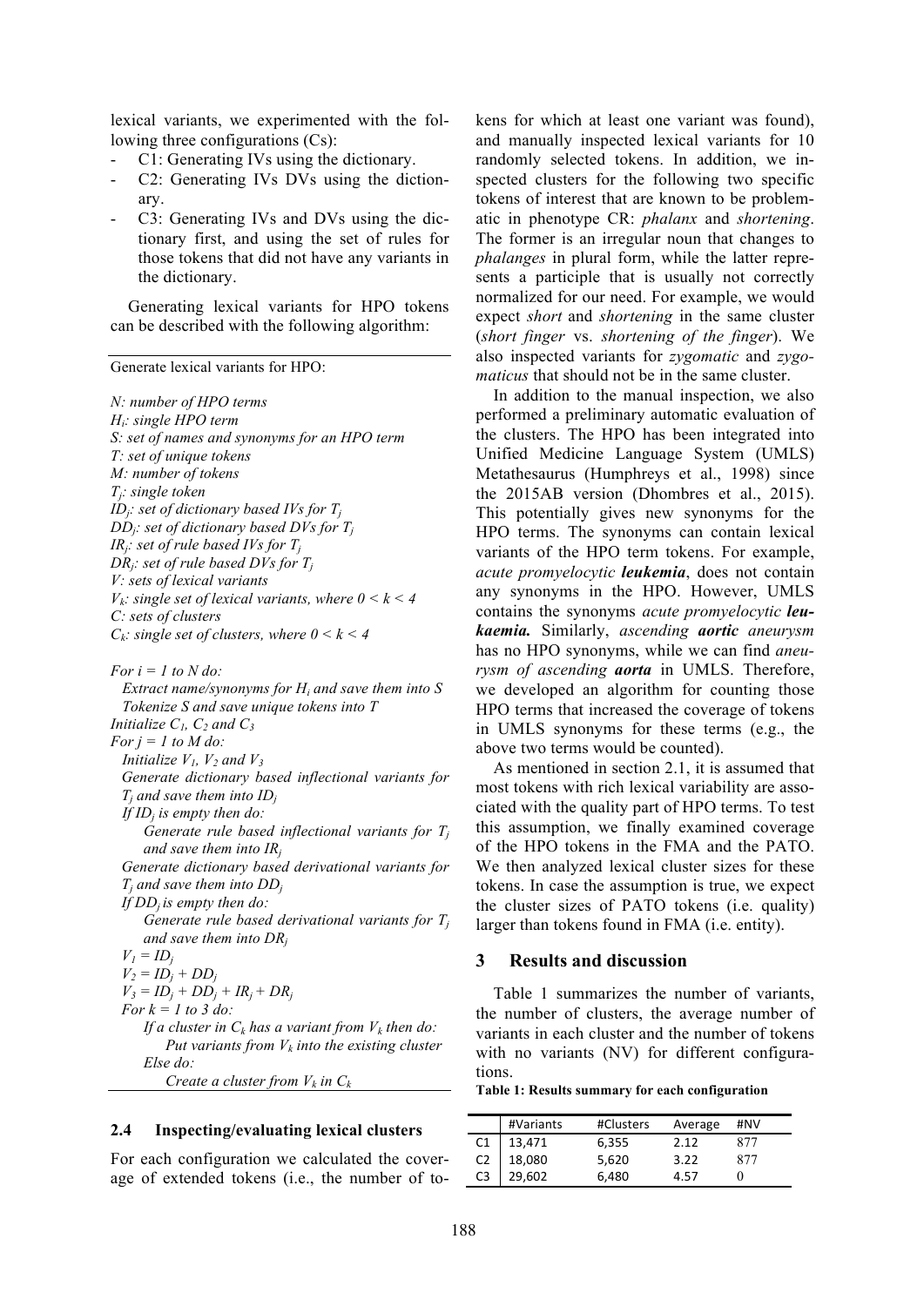lexical variants, we experimented with the following three configurations (Cs):

- C1: Generating IVs using the dictionary.
- C2: Generating IVs DVs using the dictionary.
- C3: Generating IVs and DVs using the dictionary first, and using the set of rules for those tokens that did not have any variants in the dictionary.

Generating lexical variants for HPO tokens can be described with the following algorithm:

---

Generate lexical variants for HPO:

*N: number of HPO terms*
*$H_i$: single HPO term*
*S: set of names and synonyms for an HPO term*
*T: set of unique tokens*
*M: number of tokens*
*$T_j$: single token*
*$ID_j$: set of dictionary based IVs for $T_j$*
*$DD_j$: set of dictionary based DVs for $T_j$*
*$IR_j$: set of rule based IVs for $T_j$*
*$DR_j$: set of rule based DVs for $T_j$*
*V: sets of lexical variants*
*$V_k$: single set of lexical variants, where $0 < k < 4$*
*C: sets of clusters*
*$C_k$: single set of clusters, where $0 < k < 4$*

*For i = 1 to N do:*
&nbsp;&nbsp;*Extract name/synonyms for $H_i$ and save them into S*
&nbsp;&nbsp;*Tokenize S and save unique tokens into T*
*Initialize $C_1$, $C_2$ and $C_3$*
*For j = 1 to M do:*
&nbsp;&nbsp;*Initialize $V_1$, $V_2$ and $V_3$*
&nbsp;&nbsp;*Generate dictionary based inflectional variants for $T_j$ and save them into $ID_j$*
&nbsp;&nbsp;*If $ID_j$ is empty then do:*
&nbsp;&nbsp;&nbsp;&nbsp;*Generate rule based inflectional variants for $T_j$ and save them into $IR_j$*
&nbsp;&nbsp;*Generate dictionary based derivational variants for $T_j$ and save them into $DD_j$*
&nbsp;&nbsp;*If $DD_j$ is empty then do:*
&nbsp;&nbsp;&nbsp;&nbsp;*Generate rule based derivational variants for $T_j$ and save them into $DR_j$*
&nbsp;&nbsp;*$V_1 = ID_j$*
&nbsp;&nbsp;*$V_2 = ID_j + DD_j$*
&nbsp;&nbsp;*$V_3 = ID_j + DD_j + IR_j + DR_j$*
&nbsp;&nbsp;*For k = 1 to 3 do:*
&nbsp;&nbsp;&nbsp;&nbsp;*If a cluster in $C_k$ has a variant from $V_k$ then do:*
&nbsp;&nbsp;&nbsp;&nbsp;&nbsp;&nbsp;*Put variants from $V_k$ into the existing cluster*
&nbsp;&nbsp;&nbsp;&nbsp;*Else do:*
&nbsp;&nbsp;&nbsp;&nbsp;&nbsp;&nbsp;*Create a cluster from $V_k$ in $C_k$*

---

### 2.4 Inspecting/evaluating lexical clusters

For each configuration we calculated the coverage of extended tokens (i.e., the number of tokens for which at least one variant was found), and manually inspected lexical variants for 10 randomly selected tokens. In addition, we inspected clusters for the following two specific tokens of interest that are known to be problematic in phenotype CR: *phalanx* and *shortening*. The former is an irregular noun that changes to *phalanges* in plural form, while the latter represents a participle that is usually not correctly normalized for our need. For example, we would expect *short* and *shortening* in the same cluster (*short finger* vs. *shortening of the finger*). We also inspected variants for *zygomatic* and *zygomaticus* that should not be in the same cluster.

In addition to the manual inspection, we also performed a preliminary automatic evaluation of the clusters. The HPO has been integrated into Unified Medicine Language System (UMLS) Metathesaurus (Humphreys et al., 1998) since the 2015AB version (Dhombres et al., 2015). This potentially gives new synonyms for the HPO terms. The synonyms can contain lexical variants of the HPO term tokens. For example, *acute promyelocytic **leukemia***, does not contain any synonyms in the HPO. However, UMLS contains the synonyms *acute promyelocytic **leukaemia.*** Similarly, *ascending **aortic** aneurysm* has no HPO synonyms, while we can find *aneurysm of ascending **aorta*** in UMLS. Therefore, we developed an algorithm for counting those HPO terms that increased the coverage of tokens in UMLS synonyms for these terms (e.g., the above two terms would be counted).

As mentioned in section 2.1, it is assumed that most tokens with rich lexical variability are associated with the quality part of HPO terms. To test this assumption, we finally examined coverage of the HPO tokens in the FMA and the PATO. We then analyzed lexical cluster sizes for these tokens. In case the assumption is true, we expect the cluster sizes of PATO tokens (i.e. quality) larger than tokens found in FMA (i.e. entity).

## 3 Results and discussion

Table 1 summarizes the number of variants, the number of clusters, the average number of variants in each cluster and the number of tokens with no variants (NV) for different configurations.

**Table 1: Results summary for each configuration**

| | #Variants | #Clusters | Average | #NV |
|---|---|---|---|---|
| C1 | 13,471 | 6,355 | 2.12 | 877 |
| C2 | 18,080 | 5,620 | 3.22 | 877 |
| C3 | 29,602 | 6,480 | 4.57 | 0 |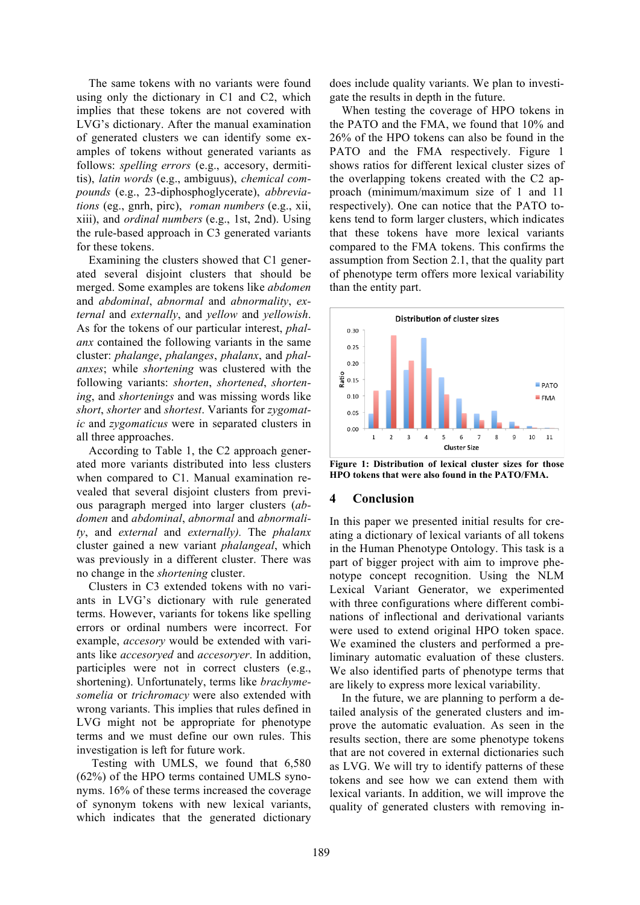The same tokens with no variants were found using only the dictionary in C1 and C2, which implies that these tokens are not covered with LVG's dictionary. After the manual examination of generated clusters we can identify some examples of tokens without generated variants as follows: *spelling errors* (e.g., accesory, dermititis), *latin words* (e.g., ambiguus), *chemical compounds* (e.g., 23-diphosphoglycerate), *abbreviations* (eg., gnrh, pirc), *roman numbers* (e.g., xii, xiii), and *ordinal numbers* (e.g., 1st, 2nd). Using the rule-based approach in C3 generated variants for these tokens.

Examining the clusters showed that C1 generated several disjoint clusters that should be merged. Some examples are tokens like *abdomen* and *abdominal*, *abnormal* and *abnormality*, *external* and *externally*, and *yellow* and *yellowish*. As for the tokens of our particular interest, *phalanx* contained the following variants in the same cluster: *phalange*, *phalanges*, *phalanx*, and *phalanxes*; while *shortening* was clustered with the following variants: *shorten*, *shortened*, *shortening*, and *shortenings* and was missing words like *short*, *shorter* and *shortest*. Variants for *zygomatic* and *zygomaticus* were in separated clusters in all three approaches.

According to Table 1, the C2 approach generated more variants distributed into less clusters when compared to C1. Manual examination revealed that several disjoint clusters from previous paragraph merged into larger clusters (*abdomen* and *abdominal*, *abnormal* and *abnormality*, and *external* and *externally).* The *phalanx* cluster gained a new variant *phalangeal*, which was previously in a different cluster. There was no change in the *shortening* cluster.

Clusters in C3 extended tokens with no variants in LVG's dictionary with rule generated terms. However, variants for tokens like spelling errors or ordinal numbers were incorrect. For example, *accesory* would be extended with variants like *accesoryed* and *accesoryer*. In addition, participles were not in correct clusters (e.g., shortening). Unfortunately, terms like *brachymesomelia* or *trichromacy* were also extended with wrong variants. This implies that rules defined in LVG might not be appropriate for phenotype terms and we must define our own rules. This investigation is left for future work.

Testing with UMLS, we found that 6,580 (62%) of the HPO terms contained UMLS synonyms. 16% of these terms increased the coverage of synonym tokens with new lexical variants, which indicates that the generated dictionary does include quality variants. We plan to investigate the results in depth in the future.

When testing the coverage of HPO tokens in the PATO and the FMA, we found that 10% and 26% of the HPO tokens can also be found in the PATO and the FMA respectively. Figure 1 shows ratios for different lexical cluster sizes of the overlapping tokens created with the C2 approach (minimum/maximum size of 1 and 11 respectively). One can notice that the PATO tokens tend to form larger clusters, which indicates that these tokens have more lexical variants compared to the FMA tokens. This confirms the assumption from Section 2.1, that the quality part of phenotype term offers more lexical variability than the entity part.

**Figure 1: Distribution of lexical cluster sizes for those HPO tokens that were also found in the PATO/FMA.**

## 4 Conclusion

In this paper we presented initial results for creating a dictionary of lexical variants of all tokens in the Human Phenotype Ontology. This task is a part of bigger project with aim to improve phenotype concept recognition. Using the NLM Lexical Variant Generator, we experimented with three configurations where different combinations of inflectional and derivational variants were used to extend original HPO token space. We examined the clusters and performed a preliminary automatic evaluation of these clusters. We also identified parts of phenotype terms that are likely to express more lexical variability.

In the future, we are planning to perform a detailed analysis of the generated clusters and improve the automatic evaluation. As seen in the results section, there are some phenotype tokens that are not covered in external dictionaries such as LVG. We will try to identify patterns of these tokens and see how we can extend them with lexical variants. In addition, we will improve the quality of generated clusters with removing in-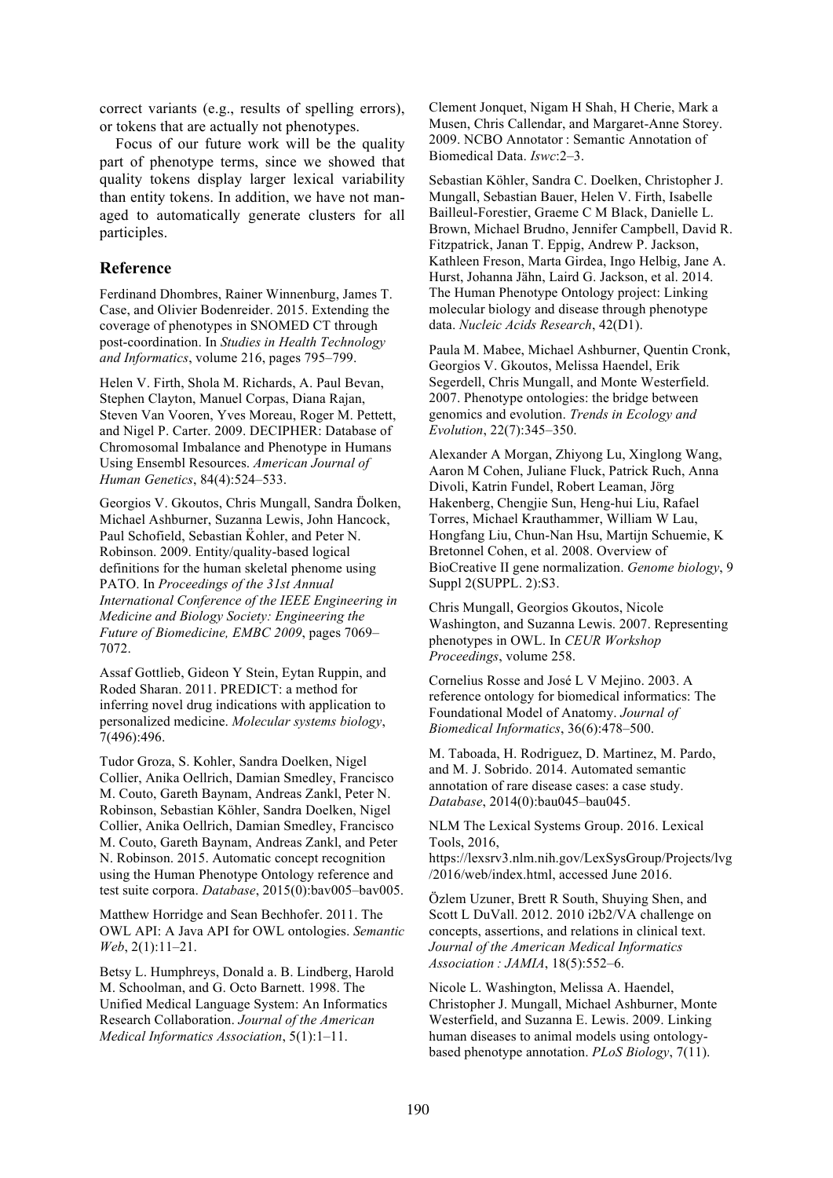correct variants (e.g., results of spelling errors), or tokens that are actually not phenotypes.

Focus of our future work will be the quality part of phenotype terms, since we showed that quality tokens display larger lexical variability than entity tokens. In addition, we have not managed to automatically generate clusters for all participles.

## Reference

Ferdinand Dhombres, Rainer Winnenburg, James T. Case, and Olivier Bodenreider. 2015. Extending the coverage of phenotypes in SNOMED CT through post-coordination. In *Studies in Health Technology and Informatics*, volume 216, pages 795–799.

Helen V. Firth, Shola M. Richards, A. Paul Bevan, Stephen Clayton, Manuel Corpas, Diana Rajan, Steven Van Vooren, Yves Moreau, Roger M. Pettett, and Nigel P. Carter. 2009. DECIPHER: Database of Chromosomal Imbalance and Phenotype in Humans Using Ensembl Resources. *American Journal of Human Genetics*, 84(4):524–533.

Georgios V. Gkoutos, Chris Mungall, Sandra Ďolken, Michael Ashburner, Suzanna Lewis, John Hancock, Paul Schofield, Sebastian Ǩohler, and Peter N. Robinson. 2009. Entity/quality-based logical definitions for the human skeletal phenome using PATO. In *Proceedings of the 31st Annual International Conference of the IEEE Engineering in Medicine and Biology Society: Engineering the Future of Biomedicine, EMBC 2009*, pages 7069–7072.

Assaf Gottlieb, Gideon Y Stein, Eytan Ruppin, and Roded Sharan. 2011. PREDICT: a method for inferring novel drug indications with application to personalized medicine. *Molecular systems biology*, 7(496):496.

Tudor Groza, S. Kohler, Sandra Doelken, Nigel Collier, Anika Oellrich, Damian Smedley, Francisco M. Couto, Gareth Baynam, Andreas Zankl, Peter N. Robinson, Sebastian Köhler, Sandra Doelken, Nigel Collier, Anika Oellrich, Damian Smedley, Francisco M. Couto, Gareth Baynam, Andreas Zankl, and Peter N. Robinson. 2015. Automatic concept recognition using the Human Phenotype Ontology reference and test suite corpora. *Database*, 2015(0):bav005–bav005.

Matthew Horridge and Sean Bechhofer. 2011. The OWL API: A Java API for OWL ontologies. *Semantic Web*, 2(1):11–21.

Betsy L. Humphreys, Donald a. B. Lindberg, Harold M. Schoolman, and G. Octo Barnett. 1998. The Unified Medical Language System: An Informatics Research Collaboration. *Journal of the American Medical Informatics Association*, 5(1):1–11.

Clement Jonquet, Nigam H Shah, H Cherie, Mark a Musen, Chris Callendar, and Margaret-Anne Storey. 2009. NCBO Annotator : Semantic Annotation of Biomedical Data. *Iswc*:2–3.

Sebastian Köhler, Sandra C. Doelken, Christopher J. Mungall, Sebastian Bauer, Helen V. Firth, Isabelle Bailleul-Forestier, Graeme C M Black, Danielle L. Brown, Michael Brudno, Jennifer Campbell, David R. Fitzpatrick, Janan T. Eppig, Andrew P. Jackson, Kathleen Freson, Marta Girdea, Ingo Helbig, Jane A. Hurst, Johanna Jähn, Laird G. Jackson, et al. 2014. The Human Phenotype Ontology project: Linking molecular biology and disease through phenotype data. *Nucleic Acids Research*, 42(D1).

Paula M. Mabee, Michael Ashburner, Quentin Cronk, Georgios V. Gkoutos, Melissa Haendel, Erik Segerdell, Chris Mungall, and Monte Westerfield. 2007. Phenotype ontologies: the bridge between genomics and evolution. *Trends in Ecology and Evolution*, 22(7):345–350.

Alexander A Morgan, Zhiyong Lu, Xinglong Wang, Aaron M Cohen, Juliane Fluck, Patrick Ruch, Anna Divoli, Katrin Fundel, Robert Leaman, Jörg Hakenberg, Chengjie Sun, Heng-hui Liu, Rafael Torres, Michael Krauthammer, William W Lau, Hongfang Liu, Chun-Nan Hsu, Martijn Schuemie, K Bretonnel Cohen, et al. 2008. Overview of BioCreative II gene normalization. *Genome biology*, 9 Suppl 2(SUPPL. 2):S3.

Chris Mungall, Georgios Gkoutos, Nicole Washington, and Suzanna Lewis. 2007. Representing phenotypes in OWL. In *CEUR Workshop Proceedings*, volume 258.

Cornelius Rosse and José L V Mejino. 2003. A reference ontology for biomedical informatics: The Foundational Model of Anatomy. *Journal of Biomedical Informatics*, 36(6):478–500.

M. Taboada, H. Rodriguez, D. Martinez, M. Pardo, and M. J. Sobrido. 2014. Automated semantic annotation of rare disease cases: a case study. *Database*, 2014(0):bau045–bau045.

NLM The Lexical Systems Group. 2016. Lexical Tools, 2016, https://lexsrv3.nlm.nih.gov/LexSysGroup/Projects/lvg/2016/web/index.html, accessed June 2016.

Özlem Uzuner, Brett R South, Shuying Shen, and Scott L DuVall. 2012. 2010 i2b2/VA challenge on concepts, assertions, and relations in clinical text. *Journal of the American Medical Informatics Association : JAMIA*, 18(5):552–6.

Nicole L. Washington, Melissa A. Haendel, Christopher J. Mungall, Michael Ashburner, Monte Westerfield, and Suzanna E. Lewis. 2009. Linking human diseases to animal models using ontology-based phenotype annotation. *PLoS Biology*, 7(11).